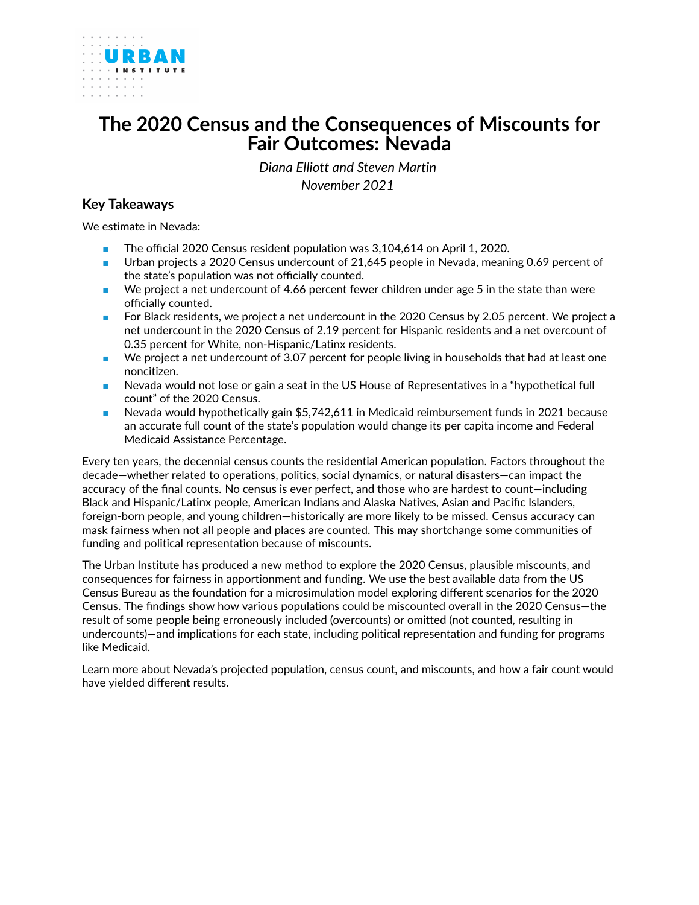# The 2020 Census and the Consequences of Miscounts for Fair Outcomes: Nevada

*Diana Elliott and Steven Martin*
*November 2021*

## Key Takeaways

We estimate in Nevada:

- The official 2020 Census resident population was 3,104,614 on April 1, 2020.
- Urban projects a 2020 Census undercount of 21,645 people in Nevada, meaning 0.69 percent of the state's population was not officially counted.
- We project a net undercount of 4.66 percent fewer children under age 5 in the state than were officially counted.
- For Black residents, we project a net undercount in the 2020 Census by 2.05 percent. We project a net undercount in the 2020 Census of 2.19 percent for Hispanic residents and a net overcount of 0.35 percent for White, non-Hispanic/Latinx residents.
- We project a net undercount of 3.07 percent for people living in households that had at least one noncitizen.
- Nevada would not lose or gain a seat in the US House of Representatives in a "hypothetical full count" of the 2020 Census.
- Nevada would hypothetically gain $5,742,611 in Medicaid reimbursement funds in 2021 because an accurate full count of the state's population would change its per capita income and Federal Medicaid Assistance Percentage.

Every ten years, the decennial census counts the residential American population. Factors throughout the decade—whether related to operations, politics, social dynamics, or natural disasters—can impact the accuracy of the final counts. No census is ever perfect, and those who are hardest to count—including Black and Hispanic/Latinx people, American Indians and Alaska Natives, Asian and Pacific Islanders, foreign-born people, and young children—historically are more likely to be missed. Census accuracy can mask fairness when not all people and places are counted. This may shortchange some communities of funding and political representation because of miscounts.

The Urban Institute has produced a new method to explore the 2020 Census, plausible miscounts, and consequences for fairness in apportionment and funding. We use the best available data from the US Census Bureau as the foundation for a microsimulation model exploring different scenarios for the 2020 Census. The findings show how various populations could be miscounted overall in the 2020 Census—the result of some people being erroneously included (overcounts) or omitted (not counted, resulting in undercounts)—and implications for each state, including political representation and funding for programs like Medicaid.

Learn more about Nevada's projected population, census count, and miscounts, and how a fair count would have yielded different results.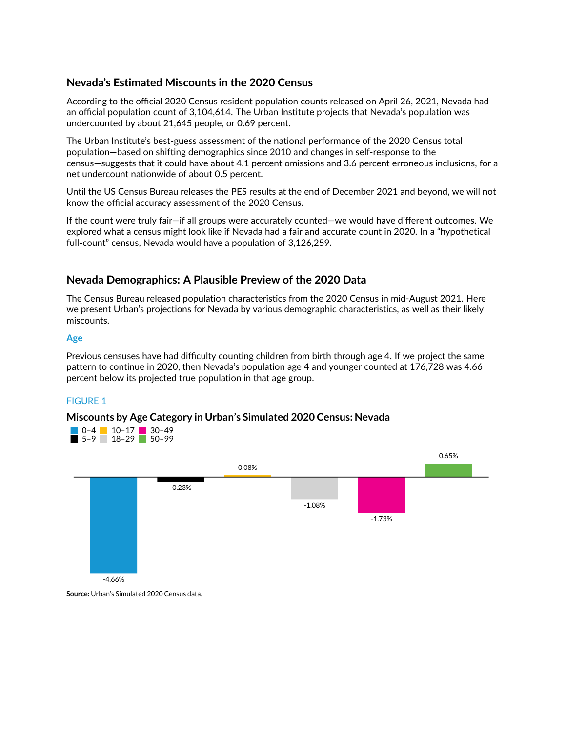## Nevada's Estimated Miscounts in the 2020 Census

According to the official 2020 Census resident population counts released on April 26, 2021, Nevada had an official population count of 3,104,614. The Urban Institute projects that Nevada's population was undercounted by about 21,645 people, or 0.69 percent.

The Urban Institute's best-guess assessment of the national performance of the 2020 Census total population—based on shifting demographics since 2010 and changes in self-response to the census—suggests that it could have about 4.1 percent omissions and 3.6 percent erroneous inclusions, for a net undercount nationwide of about 0.5 percent.

Until the US Census Bureau releases the PES results at the end of December 2021 and beyond, we will not know the official accuracy assessment of the 2020 Census.

If the count were truly fair—if all groups were accurately counted—we would have different outcomes. We explored what a census might look like if Nevada had a fair and accurate count in 2020. In a "hypothetical full-count" census, Nevada would have a population of 3,126,259.

## Nevada Demographics: A Plausible Preview of the 2020 Data

The Census Bureau released population characteristics from the 2020 Census in mid-August 2021. Here we present Urban's projections for Nevada by various demographic characteristics, as well as their likely miscounts.

### Age

Previous censuses have had difficulty counting children from birth through age 4. If we project the same pattern to continue in 2020, then Nevada's population age 4 and younger counted at 176,728 was 4.66 percent below its projected true population in that age group.

FIGURE 1

**Miscounts by Age Category in Urban's Simulated 2020 Census: Nevada**

| Age category | Miscount |
|---|---|
| 0–4 | -4.66% |
| 5–9 | -0.23% |
| 10–17 | 0.08% |
| 18–29 | -1.08% |
| 30–49 | -1.73% |
| 50–99 | 0.65% |

**Source:** Urban's Simulated 2020 Census data.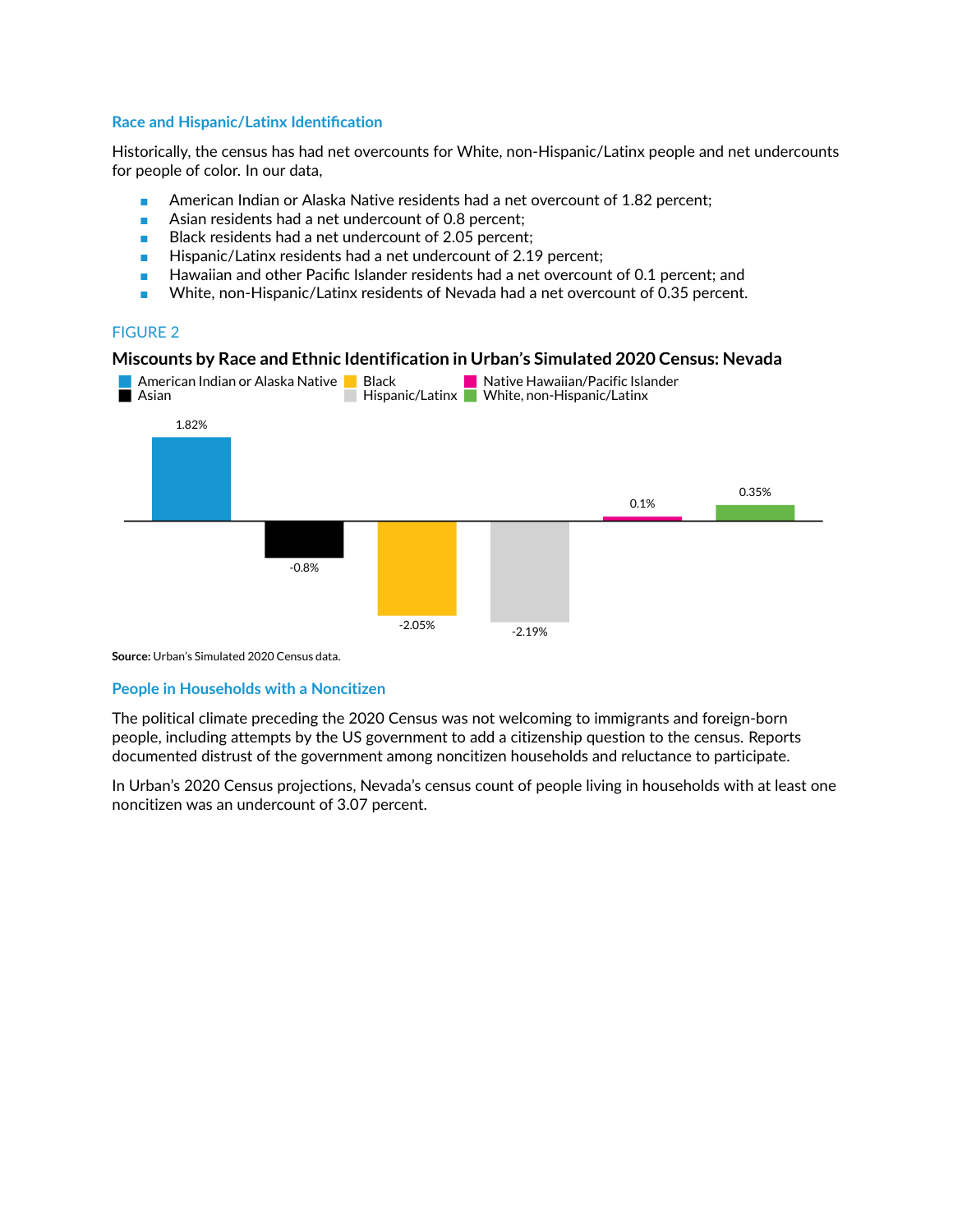### Race and Hispanic/Latinx Identification

Historically, the census has had net overcounts for White, non-Hispanic/Latinx people and net undercounts for people of color. In our data,

- American Indian or Alaska Native residents had a net overcount of 1.82 percent;
- Asian residents had a net undercount of 0.8 percent;
- Black residents had a net undercount of 2.05 percent;
- Hispanic/Latinx residents had a net undercount of 2.19 percent;
- Hawaiian and other Pacific Islander residents had a net overcount of 0.1 percent; and
- White, non-Hispanic/Latinx residents of Nevada had a net overcount of 0.35 percent.

FIGURE 2

**Miscounts by Race and Ethnic Identification in Urban's Simulated 2020 Census: Nevada**

| Group | Miscount |
|---|---|
| American Indian or Alaska Native | 1.82% |
| Asian | -0.8% |
| Black | -2.05% |
| Hispanic/Latinx | -2.19% |
| Native Hawaiian/Pacific Islander | 0.1% |
| White, non-Hispanic/Latinx | 0.35% |

**Source:** Urban's Simulated 2020 Census data.

### People in Households with a Noncitizen

The political climate preceding the 2020 Census was not welcoming to immigrants and foreign-born people, including attempts by the US government to add a citizenship question to the census. Reports documented distrust of the government among noncitizen households and reluctance to participate.

In Urban's 2020 Census projections, Nevada's census count of people living in households with at least one noncitizen was an undercount of 3.07 percent.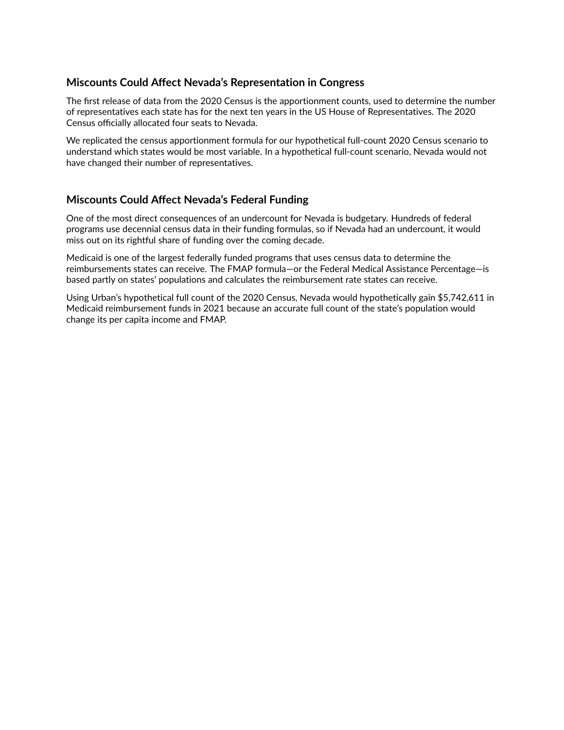## Miscounts Could Affect Nevada's Representation in Congress

The first release of data from the 2020 Census is the apportionment counts, used to determine the number of representatives each state has for the next ten years in the US House of Representatives. The 2020 Census officially allocated four seats to Nevada.

We replicated the census apportionment formula for our hypothetical full-count 2020 Census scenario to understand which states would be most variable. In a hypothetical full-count scenario, Nevada would not have changed their number of representatives.

## Miscounts Could Affect Nevada's Federal Funding

One of the most direct consequences of an undercount for Nevada is budgetary. Hundreds of federal programs use decennial census data in their funding formulas, so if Nevada had an undercount, it would miss out on its rightful share of funding over the coming decade.

Medicaid is one of the largest federally funded programs that uses census data to determine the reimbursements states can receive. The FMAP formula—or the Federal Medical Assistance Percentage—is based partly on states' populations and calculates the reimbursement rate states can receive.

Using Urban's hypothetical full count of the 2020 Census, Nevada would hypothetically gain $5,742,611 in Medicaid reimbursement funds in 2021 because an accurate full count of the state's population would change its per capita income and FMAP.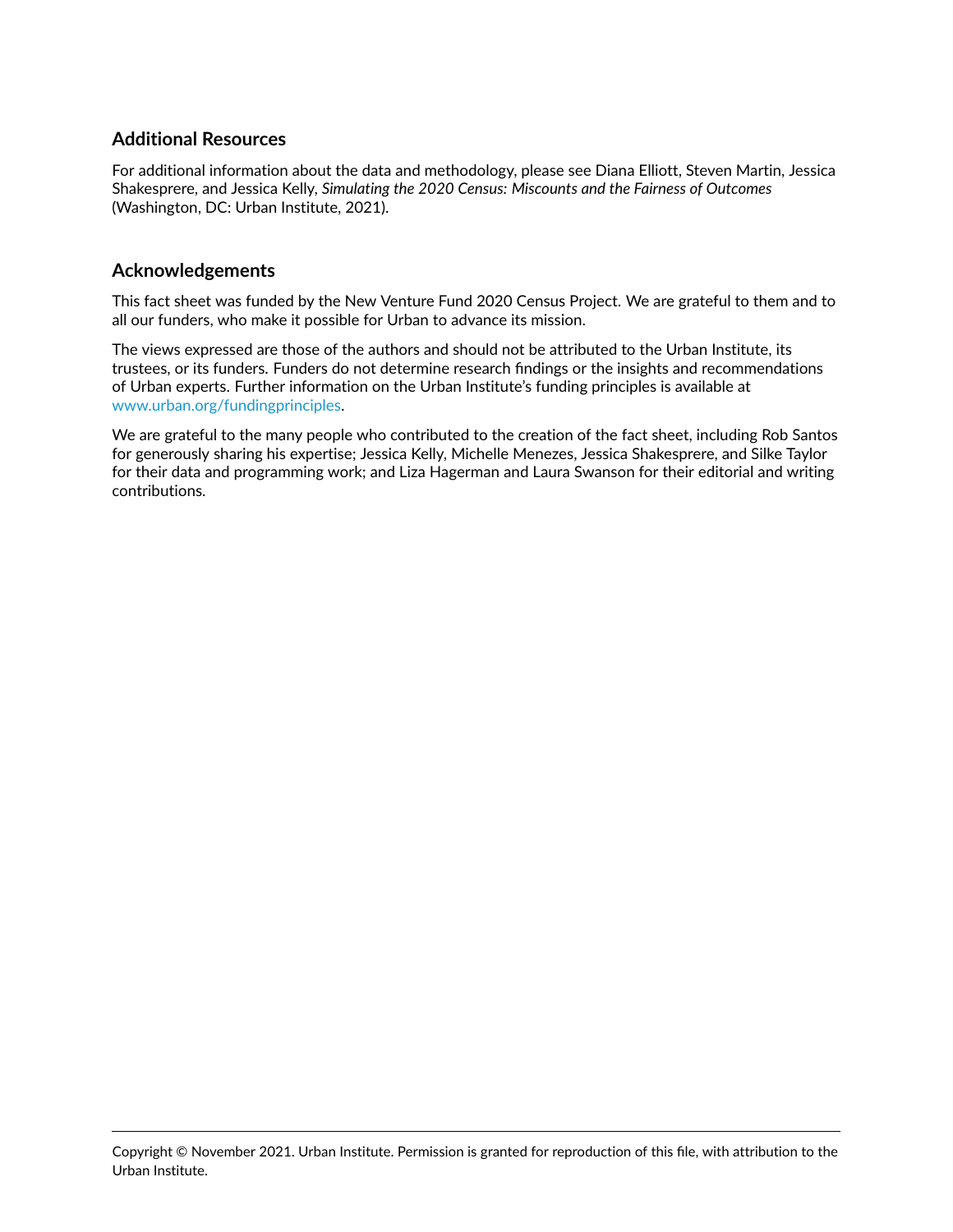## Additional Resources

For additional information about the data and methodology, please see Diana Elliott, Steven Martin, Jessica Shakesprere, and Jessica Kelly, *Simulating the 2020 Census: Miscounts and the Fairness of Outcomes* (Washington, DC: Urban Institute, 2021).

## Acknowledgements

This fact sheet was funded by the New Venture Fund 2020 Census Project. We are grateful to them and to all our funders, who make it possible for Urban to advance its mission.

The views expressed are those of the authors and should not be attributed to the Urban Institute, its trustees, or its funders. Funders do not determine research findings or the insights and recommendations of Urban experts. Further information on the Urban Institute's funding principles is available at www.urban.org/fundingprinciples.

We are grateful to the many people who contributed to the creation of the fact sheet, including Rob Santos for generously sharing his expertise; Jessica Kelly, Michelle Menezes, Jessica Shakesprere, and Silke Taylor for their data and programming work; and Liza Hagerman and Laura Swanson for their editorial and writing contributions.

Copyright © November 2021. Urban Institute. Permission is granted for reproduction of this file, with attribution to the Urban Institute.